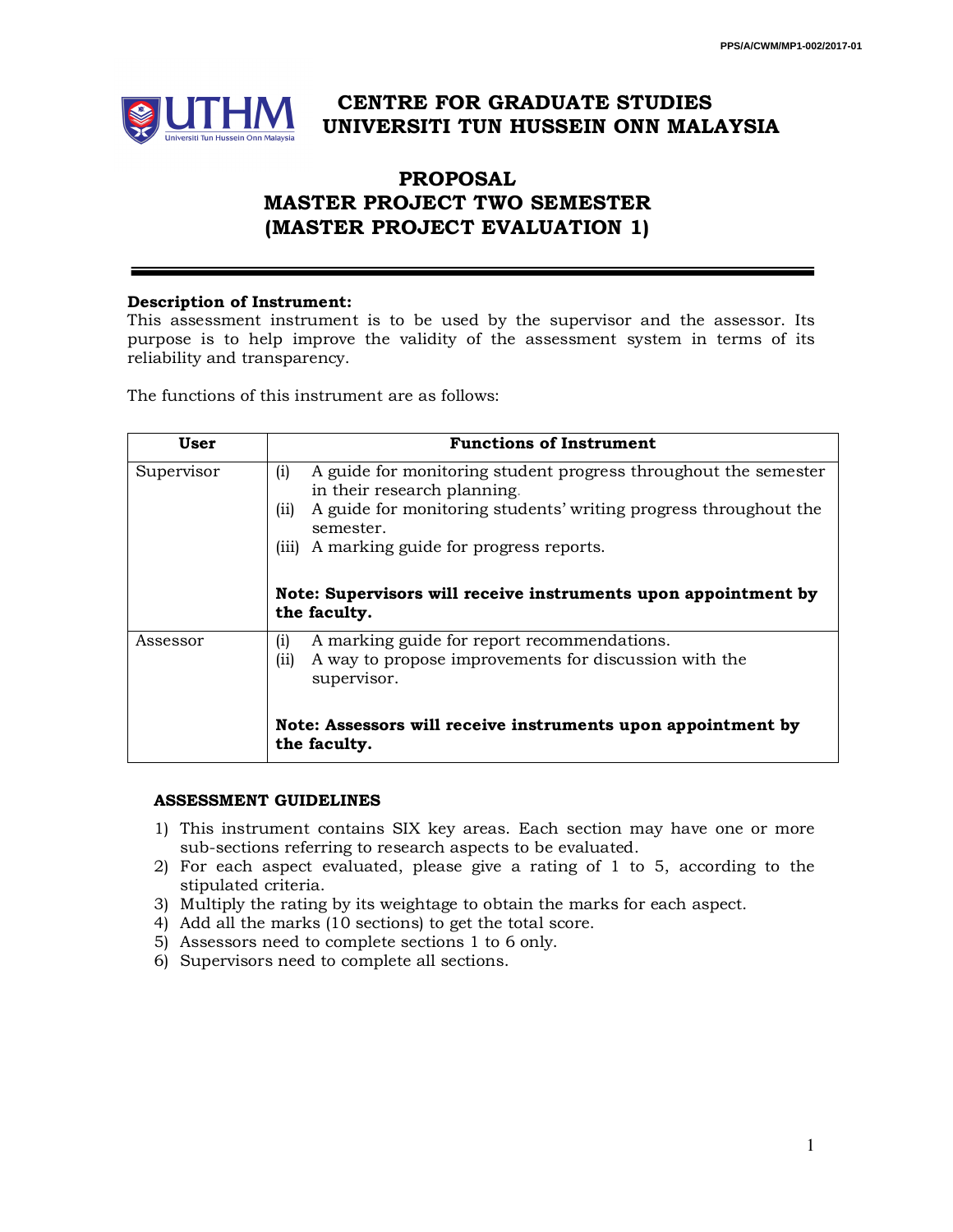# CENTRE FOR GRADUATE STUDIES
# UNIVERSITI TUN HUSSEIN ONN MALAYSIA

## PROPOSAL
## MASTER PROJECT TWO SEMESTER
## (MASTER PROJECT EVALUATION 1)

**Description of Instrument:**
This assessment instrument is to be used by the supervisor and the assessor. Its purpose is to help improve the validity of the assessment system in terms of its reliability and transparency.

The functions of this instrument are as follows:

| User | Functions of Instrument |
|---|---|
| Supervisor | (i) A guide for monitoring student progress throughout the semester in their research planning.<br>(ii) A guide for monitoring students' writing progress throughout the semester.<br>(iii) A marking guide for progress reports.<br><br>**Note: Supervisors will receive instruments upon appointment by the faculty.** |
| Assessor | (i) A marking guide for report recommendations.<br>(ii) A way to propose improvements for discussion with the supervisor.<br><br>**Note: Assessors will receive instruments upon appointment by the faculty.** |

**ASSESSMENT GUIDELINES**

1) This instrument contains SIX key areas. Each section may have one or more sub-sections referring to research aspects to be evaluated.
2) For each aspect evaluated, please give a rating of 1 to 5, according to the stipulated criteria.
3) Multiply the rating by its weightage to obtain the marks for each aspect.
4) Add all the marks (10 sections) to get the total score.
5) Assessors need to complete sections 1 to 6 only.
6) Supervisors need to complete all sections.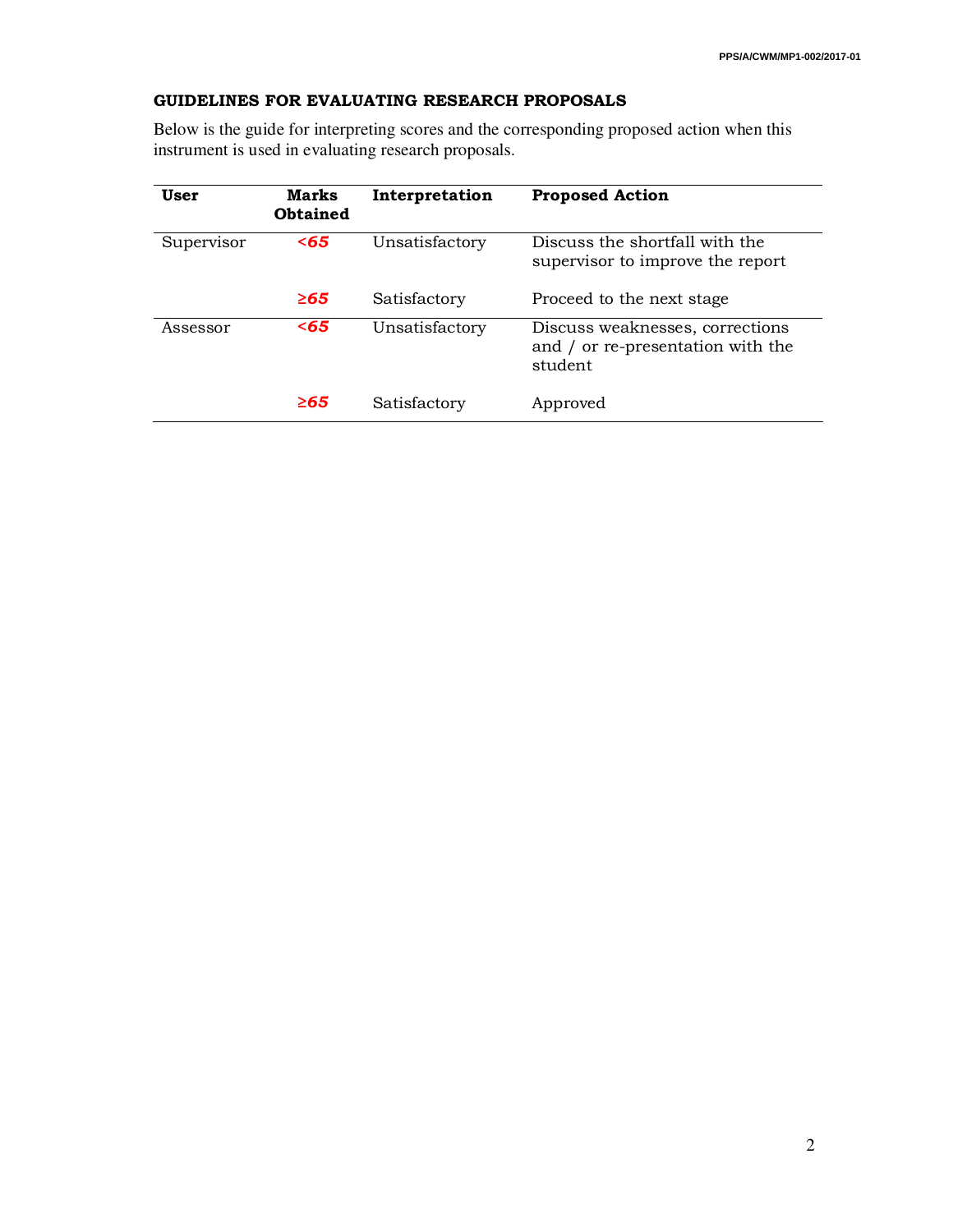## GUIDELINES FOR EVALUATING RESEARCH PROPOSALS

Below is the guide for interpreting scores and the corresponding proposed action when this instrument is used in evaluating research proposals.

| User | Marks Obtained | Interpretation | Proposed Action |
|---|---|---|---|
| Supervisor | ***<65*** | Unsatisfactory | Discuss the shortfall with the supervisor to improve the report |
| | ***≥65*** | Satisfactory | Proceed to the next stage |
| Assessor | ***<65*** | Unsatisfactory | Discuss weaknesses, corrections and / or re-presentation with the student |
| | ***≥65*** | Satisfactory | Approved |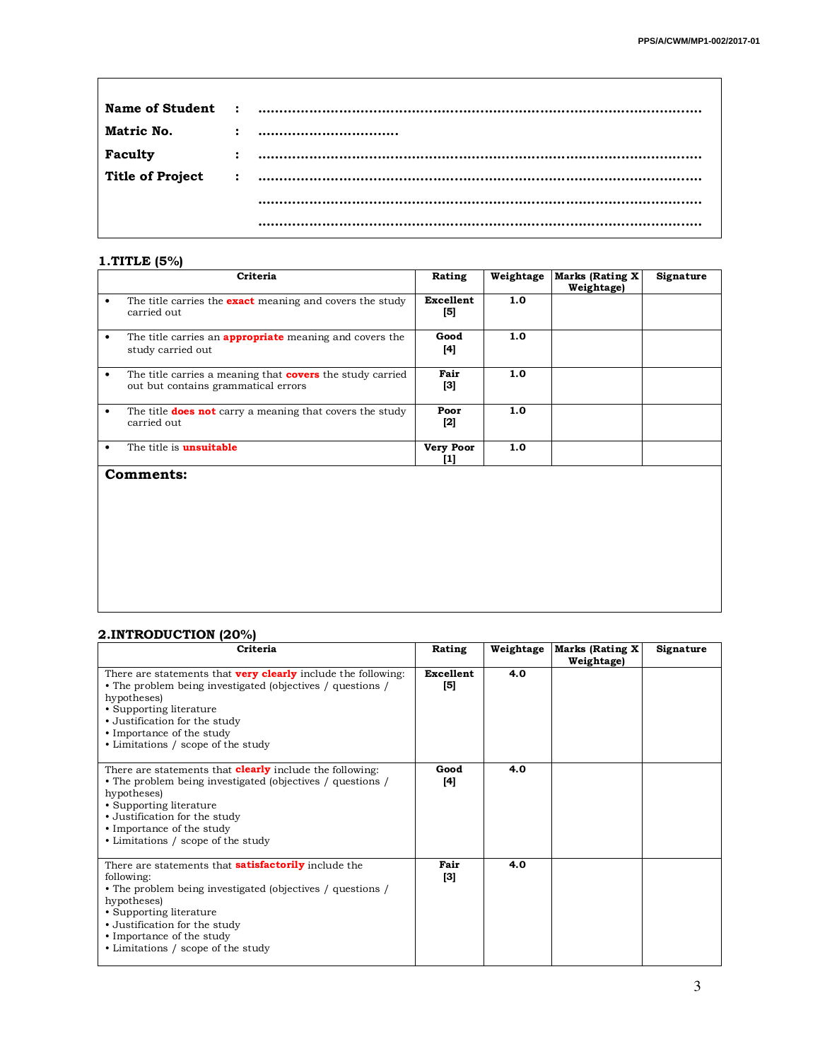| | | |
|---|---|---|
| **Name of Student** | : | ..................................................................................................... |
| **Matric No.** | : | ................................ |
| **Faculty** | : | ..................................................................................................... |
| **Title of Project** | : | ..................................................................................................... |
| | | ..................................................................................................... |
| | | ..................................................................................................... |

## 1. TITLE (5%)

| Criteria | Rating | Weightage | Marks (Rating X Weightage) | Signature |
|---|---|---|---|---|
| • The title carries the **exact** meaning and covers the study carried out | **Excellent** [5] | 1.0 | | |
| • The title carries an **appropriate** meaning and covers the study carried out | **Good** [4] | 1.0 | | |
| • The title carries a meaning that **covers** the study carried out but contains grammatical errors | **Fair** [3] | 1.0 | | |
| • The title **does not** carry a meaning that covers the study carried out | **Poor** [2] | 1.0 | | |
| • The title is **unsuitable** | **Very Poor** [1] | 1.0 | | |

**Comments:**

## 2. INTRODUCTION (20%)

| Criteria | Rating | Weightage | Marks (Rating X Weightage) | Signature |
|---|---|---|---|---|
| There are statements that **very clearly** include the following:<br>• The problem being investigated (objectives / questions / hypotheses)<br>• Supporting literature<br>• Justification for the study<br>• Importance of the study<br>• Limitations / scope of the study | **Excellent** [5] | 4.0 | | |
| There are statements that **clearly** include the following:<br>• The problem being investigated (objectives / questions / hypotheses)<br>• Supporting literature<br>• Justification for the study<br>• Importance of the study<br>• Limitations / scope of the study | **Good** [4] | 4.0 | | |
| There are statements that **satisfactorily** include the following:<br>• The problem being investigated (objectives / questions / hypotheses)<br>• Supporting literature<br>• Justification for the study<br>• Importance of the study<br>• Limitations / scope of the study | **Fair** [3] | 4.0 | | |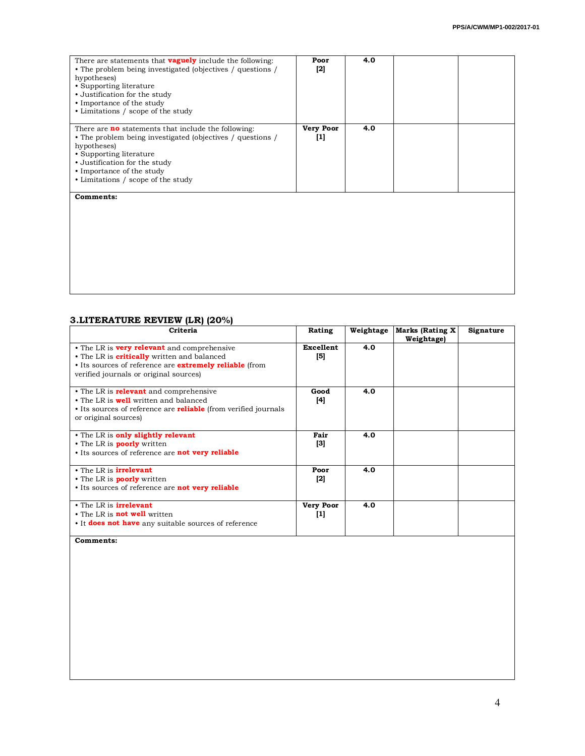| | | | | |
|---|---|---|---|---|
| There are statements that **vaguely** include the following:<br>• The problem being investigated (objectives / questions / hypotheses)<br>• Supporting literature<br>• Justification for the study<br>• Importance of the study<br>• Limitations / scope of the study | **Poor [2]** | **4.0** | | |
| There are **no** statements that include the following:<br>• The problem being investigated (objectives / questions / hypotheses)<br>• Supporting literature<br>• Justification for the study<br>• Importance of the study<br>• Limitations / scope of the study | **Very Poor [1]** | **4.0** | | |

**Comments:**

## 3.LITERATURE REVIEW (LR) (20%)

| Criteria | Rating | Weightage | Marks (Rating X Weightage) | Signature |
|---|---|---|---|---|
| • The LR is **very relevant** and comprehensive<br>• The LR is **critically** written and balanced<br>• Its sources of reference are **extremely reliable** (from verified journals or original sources) | **Excellent [5]** | **4.0** | | |
| • The LR is **relevant** and comprehensive<br>• The LR is **well** written and balanced<br>• Its sources of reference are **reliable** (from verified journals or original sources) | **Good [4]** | **4.0** | | |
| • The LR is **only slightly relevant**<br>• The LR is **poorly** written<br>• Its sources of reference are **not very reliable** | **Fair [3]** | **4.0** | | |
| • The LR is **irrelevant**<br>• The LR is **poorly** written<br>• Its sources of reference are **not very reliable** | **Poor [2]** | **4.0** | | |
| • The LR is **irrelevant**<br>• The LR is **not well** written<br>• It **does not have** any suitable sources of reference | **Very Poor [1]** | **4.0** | | |

**Comments:**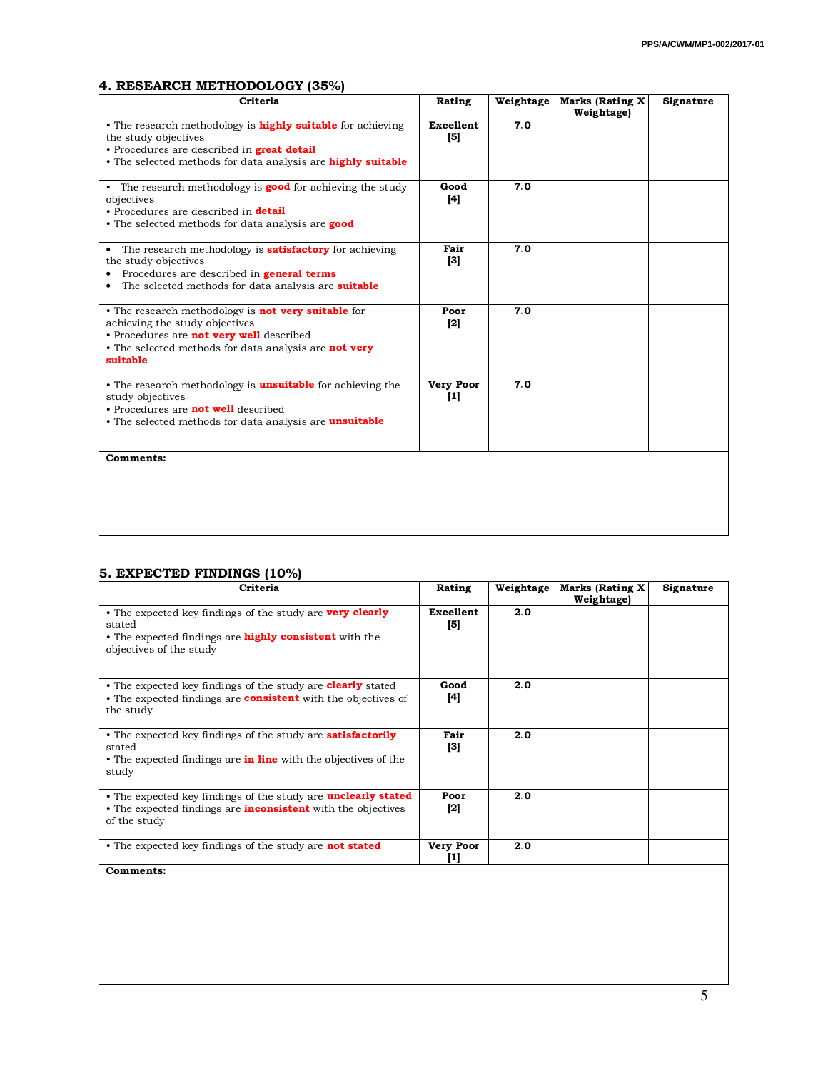## 4. RESEARCH METHODOLOGY (35%)

| Criteria | Rating | Weightage | Marks (Rating X Weightage) | Signature |
|---|---|---|---|---|
| • The research methodology is **highly suitable** for achieving the study objectives<br>• Procedures are described in **great detail**<br>• The selected methods for data analysis are **highly suitable** | **Excellent** [5] | **7.0** | | |
| • The research methodology is **good** for achieving the study objectives<br>• Procedures are described in **detail**<br>• The selected methods for data analysis are **good** | **Good** [4] | **7.0** | | |
| • The research methodology is **satisfactory** for achieving the study objectives<br>• Procedures are described in **general terms**<br>• The selected methods for data analysis are **suitable** | **Fair** [3] | **7.0** | | |
| • The research methodology is **not very suitable** for achieving the study objectives<br>• Procedures are **not very well** described<br>• The selected methods for data analysis are **not very suitable** | **Poor** [2] | **7.0** | | |
| • The research methodology is **unsuitable** for achieving the study objectives<br>• Procedures are **not well** described<br>• The selected methods for data analysis are **unsuitable** | **Very Poor** [1] | **7.0** | | |
| **Comments:** | | | | |

## 5. EXPECTED FINDINGS (10%)

| Criteria | Rating | Weightage | Marks (Rating X Weightage) | Signature |
|---|---|---|---|---|
| • The expected key findings of the study are **very clearly** stated<br>• The expected findings are **highly consistent** with the objectives of the study | **Excellent** [5] | **2.0** | | |
| • The expected key findings of the study are **clearly** stated<br>• The expected findings are **consistent** with the objectives of the study | **Good** [4] | **2.0** | | |
| • The expected key findings of the study are **satisfactorily** stated<br>• The expected findings are **in line** with the objectives of the study | **Fair** [3] | **2.0** | | |
| • The expected key findings of the study are **unclearly stated**<br>• The expected findings are **inconsistent** with the objectives of the study | **Poor** [2] | **2.0** | | |
| • The expected key findings of the study are **not stated** | **Very Poor** [1] | **2.0** | | |
| **Comments:** | | | | |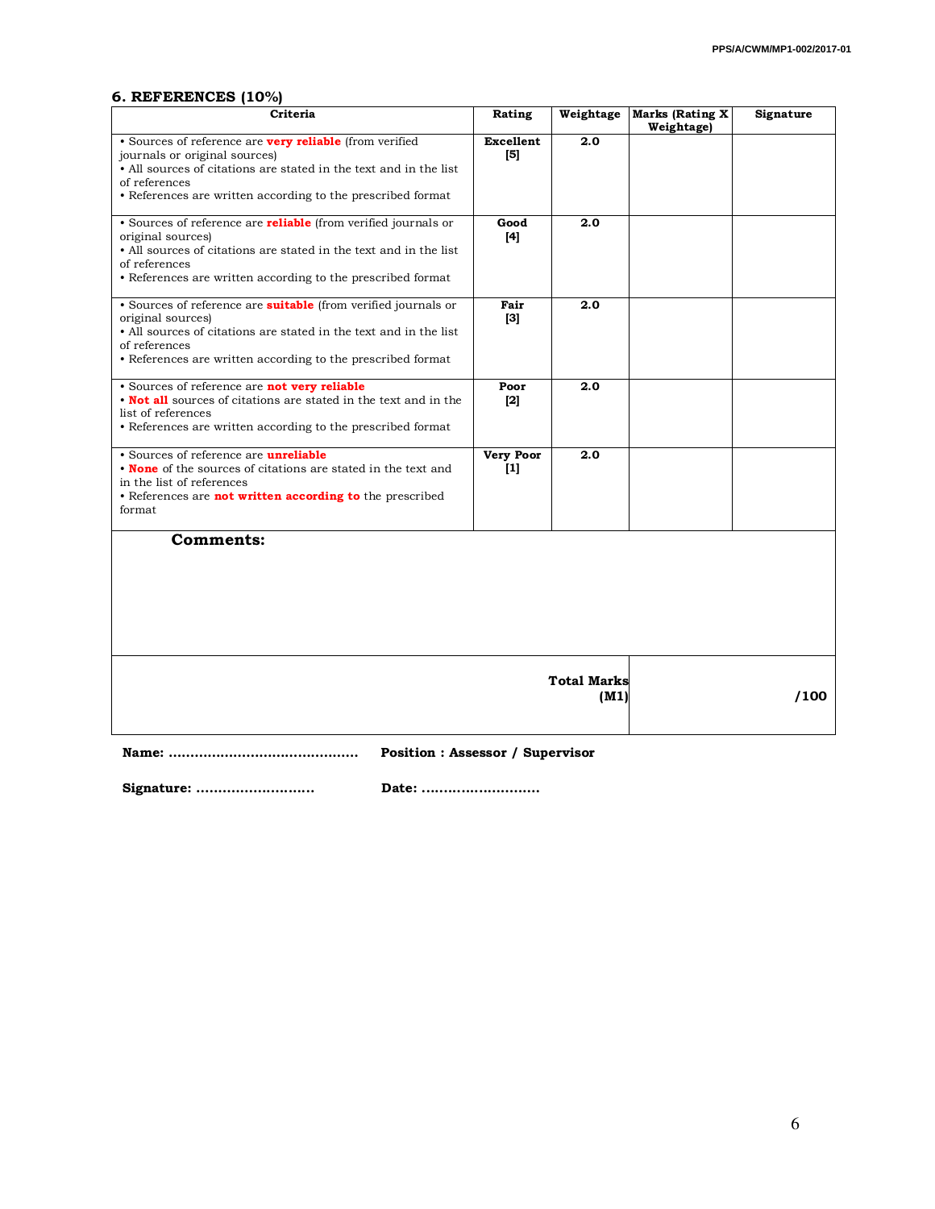## 6. REFERENCES (10%)

| Criteria | Rating | Weightage | Marks (Rating X Weightage) | Signature |
|---|---|---|---|---|
| • Sources of reference are **very reliable** (from verified journals or original sources)<br>• All sources of citations are stated in the text and in the list of references<br>• References are written according to the prescribed format | **Excellent [5]** | **2.0** | | |
| • Sources of reference are **reliable** (from verified journals or original sources)<br>• All sources of citations are stated in the text and in the list of references<br>• References are written according to the prescribed format | **Good [4]** | **2.0** | | |
| • Sources of reference are **suitable** (from verified journals or original sources)<br>• All sources of citations are stated in the text and in the list of references<br>• References are written according to the prescribed format | **Fair [3]** | **2.0** | | |
| • Sources of reference are **not very reliable**<br>• **Not all** sources of citations are stated in the text and in the list of references<br>• References are written according to the prescribed format | **Poor [2]** | **2.0** | | |
| • Sources of reference are **unreliable**<br>• **None** of the sources of citations are stated in the text and in the list of references<br>• References are **not written according to** the prescribed format | **Very Poor [1]** | **2.0** | | |
| **Comments:** | | | | |
| | | **Total Marks (M1)** | | **/100** |

**Name:** ………………………………………  **Position : Assessor / Supervisor**

**Signature:** ………………………  **Date:** ………………………